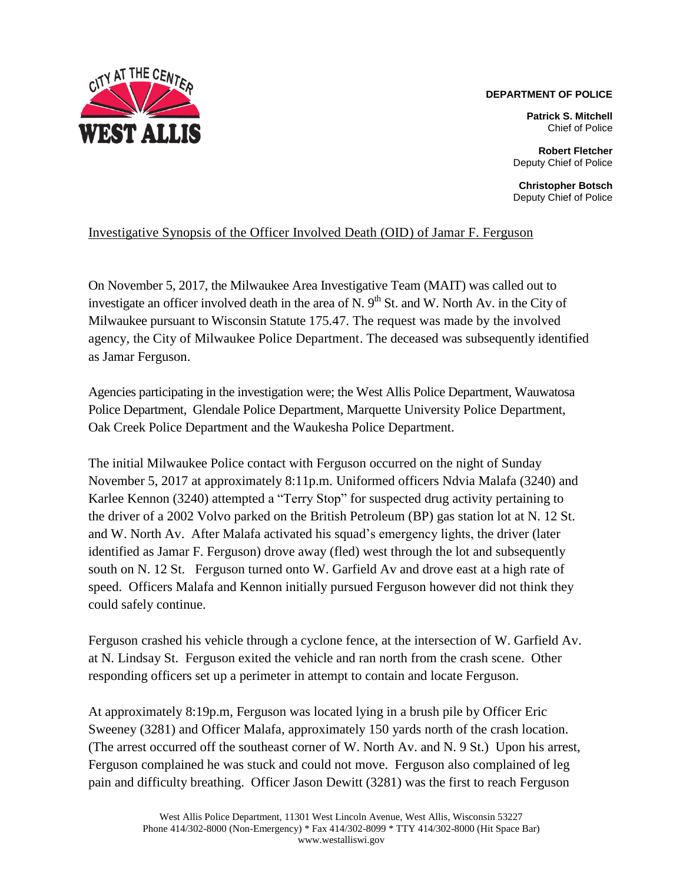**DEPARTMENT OF POLICE**

**Patrick S. Mitchell**
Chief of Police

**Robert Fletcher**
Deputy Chief of Police

**Christopher Botsch**
Deputy Chief of Police

Investigative Synopsis of the Officer Involved Death (OID) of Jamar F. Ferguson

On November 5, 2017, the Milwaukee Area Investigative Team (MAIT) was called out to investigate an officer involved death in the area of N. 9th St. and W. North Av. in the City of Milwaukee pursuant to Wisconsin Statute 175.47. The request was made by the involved agency, the City of Milwaukee Police Department. The deceased was subsequently identified as Jamar Ferguson.

Agencies participating in the investigation were; the West Allis Police Department, Wauwatosa Police Department, Glendale Police Department, Marquette University Police Department, Oak Creek Police Department and the Waukesha Police Department.

The initial Milwaukee Police contact with Ferguson occurred on the night of Sunday November 5, 2017 at approximately 8:11p.m. Uniformed officers Ndvia Malafa (3240) and Karlee Kennon (3240) attempted a "Terry Stop" for suspected drug activity pertaining to the driver of a 2002 Volvo parked on the British Petroleum (BP) gas station lot at N. 12 St. and W. North Av. After Malafa activated his squad's emergency lights, the driver (later identified as Jamar F. Ferguson) drove away (fled) west through the lot and subsequently south on N. 12 St. Ferguson turned onto W. Garfield Av and drove east at a high rate of speed. Officers Malafa and Kennon initially pursued Ferguson however did not think they could safely continue.

Ferguson crashed his vehicle through a cyclone fence, at the intersection of W. Garfield Av. at N. Lindsay St. Ferguson exited the vehicle and ran north from the crash scene. Other responding officers set up a perimeter in attempt to contain and locate Ferguson.

At approximately 8:19p.m, Ferguson was located lying in a brush pile by Officer Eric Sweeney (3281) and Officer Malafa, approximately 150 yards north of the crash location. (The arrest occurred off the southeast corner of W. North Av. and N. 9 St.) Upon his arrest, Ferguson complained he was stuck and could not move. Ferguson also complained of leg pain and difficulty breathing. Officer Jason Dewitt (3281) was the first to reach Ferguson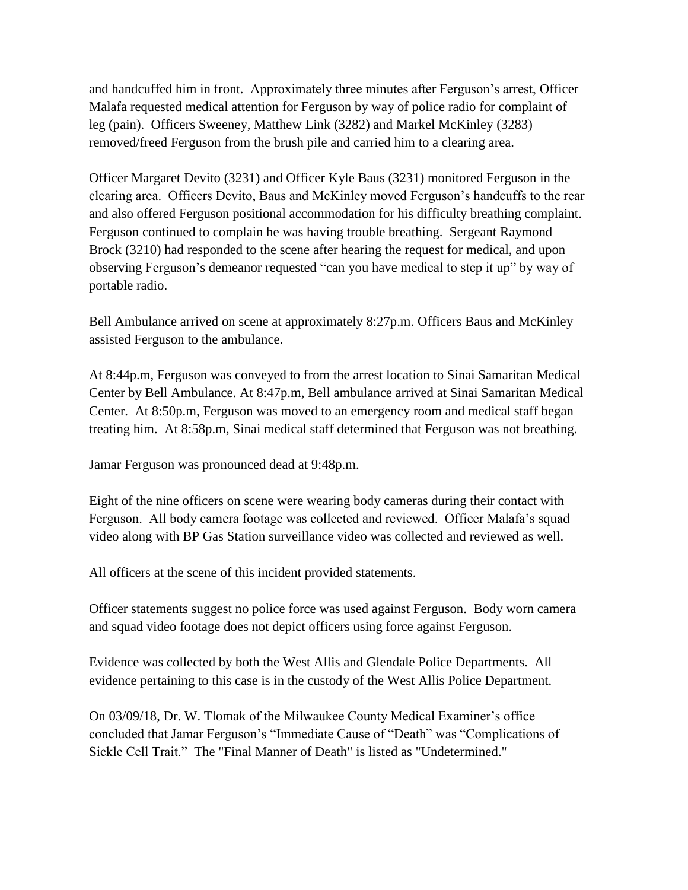and handcuffed him in front. Approximately three minutes after Ferguson's arrest, Officer Malafa requested medical attention for Ferguson by way of police radio for complaint of leg (pain). Officers Sweeney, Matthew Link (3282) and Markel McKinley (3283) removed/freed Ferguson from the brush pile and carried him to a clearing area.

Officer Margaret Devito (3231) and Officer Kyle Baus (3231) monitored Ferguson in the clearing area. Officers Devito, Baus and McKinley moved Ferguson's handcuffs to the rear and also offered Ferguson positional accommodation for his difficulty breathing complaint. Ferguson continued to complain he was having trouble breathing. Sergeant Raymond Brock (3210) had responded to the scene after hearing the request for medical, and upon observing Ferguson's demeanor requested "can you have medical to step it up" by way of portable radio.

Bell Ambulance arrived on scene at approximately 8:27p.m. Officers Baus and McKinley assisted Ferguson to the ambulance.

At 8:44p.m, Ferguson was conveyed to from the arrest location to Sinai Samaritan Medical Center by Bell Ambulance. At 8:47p.m, Bell ambulance arrived at Sinai Samaritan Medical Center. At 8:50p.m, Ferguson was moved to an emergency room and medical staff began treating him. At 8:58p.m, Sinai medical staff determined that Ferguson was not breathing.

Jamar Ferguson was pronounced dead at 9:48p.m.

Eight of the nine officers on scene were wearing body cameras during their contact with Ferguson. All body camera footage was collected and reviewed. Officer Malafa's squad video along with BP Gas Station surveillance video was collected and reviewed as well.

All officers at the scene of this incident provided statements.

Officer statements suggest no police force was used against Ferguson. Body worn camera and squad video footage does not depict officers using force against Ferguson.

Evidence was collected by both the West Allis and Glendale Police Departments. All evidence pertaining to this case is in the custody of the West Allis Police Department.

On 03/09/18, Dr. W. Tlomak of the Milwaukee County Medical Examiner's office concluded that Jamar Ferguson's "Immediate Cause of "Death" was "Complications of Sickle Cell Trait." The "Final Manner of Death" is listed as "Undetermined."